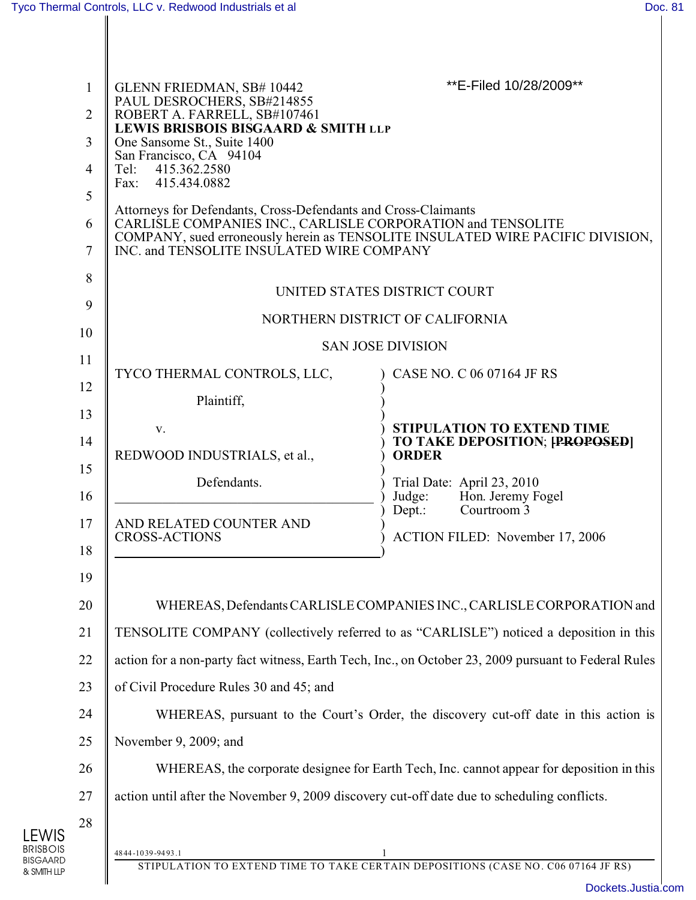GLENN FRIEDMAN, SB# 10442
PAUL DESROCHERS, SB#214855
ROBERT A. FARRELL, SB#107461
**LEWIS BRISBOIS BISGAARD & SMITH LLP**
One Sansome St., Suite 1400
San Francisco, CA 94104
Tel: 415.362.2580
Fax: 415.434.0882

**E-Filed 10/28/2009**

Attorneys for Defendants, Cross-Defendants and Cross-Claimants
CARLISLE COMPANIES INC., CARLISLE CORPORATION and TENSOLITE COMPANY, sued erroneously herein as TENSOLITE INSULATED WIRE PACIFIC DIVISION, INC. and TENSOLITE INSULATED WIRE COMPANY

UNITED STATES DISTRICT COURT

NORTHERN DISTRICT OF CALIFORNIA

SAN JOSE DIVISION

TYCO THERMAL CONTROLS, LLC,

Plaintiff,

v.

REDWOOD INDUSTRIALS, et al.,

Defendants.

AND RELATED COUNTER AND CROSS-ACTIONS

CASE NO. C 06 07164 JF RS

**STIPULATION TO EXTEND TIME TO TAKE DEPOSITION; ~~[PROPOSED]~~ ORDER**

Trial Date: April 23, 2010
Judge: Hon. Jeremy Fogel
Dept.: Courtroom 3

ACTION FILED: November 17, 2006

WHEREAS, Defendants CARLISLE COMPANIES INC., CARLISLE CORPORATION and TENSOLITE COMPANY (collectively referred to as "CARLISLE") noticed a deposition in this action for a non-party fact witness, Earth Tech, Inc., on October 23, 2009 pursuant to Federal Rules of Civil Procedure Rules 30 and 45; and

WHEREAS, pursuant to the Court's Order, the discovery cut-off date in this action is November 9, 2009; and

WHEREAS, the corporate designee for Earth Tech, Inc. cannot appear for deposition in this action until after the November 9, 2009 discovery cut-off date due to scheduling conflicts.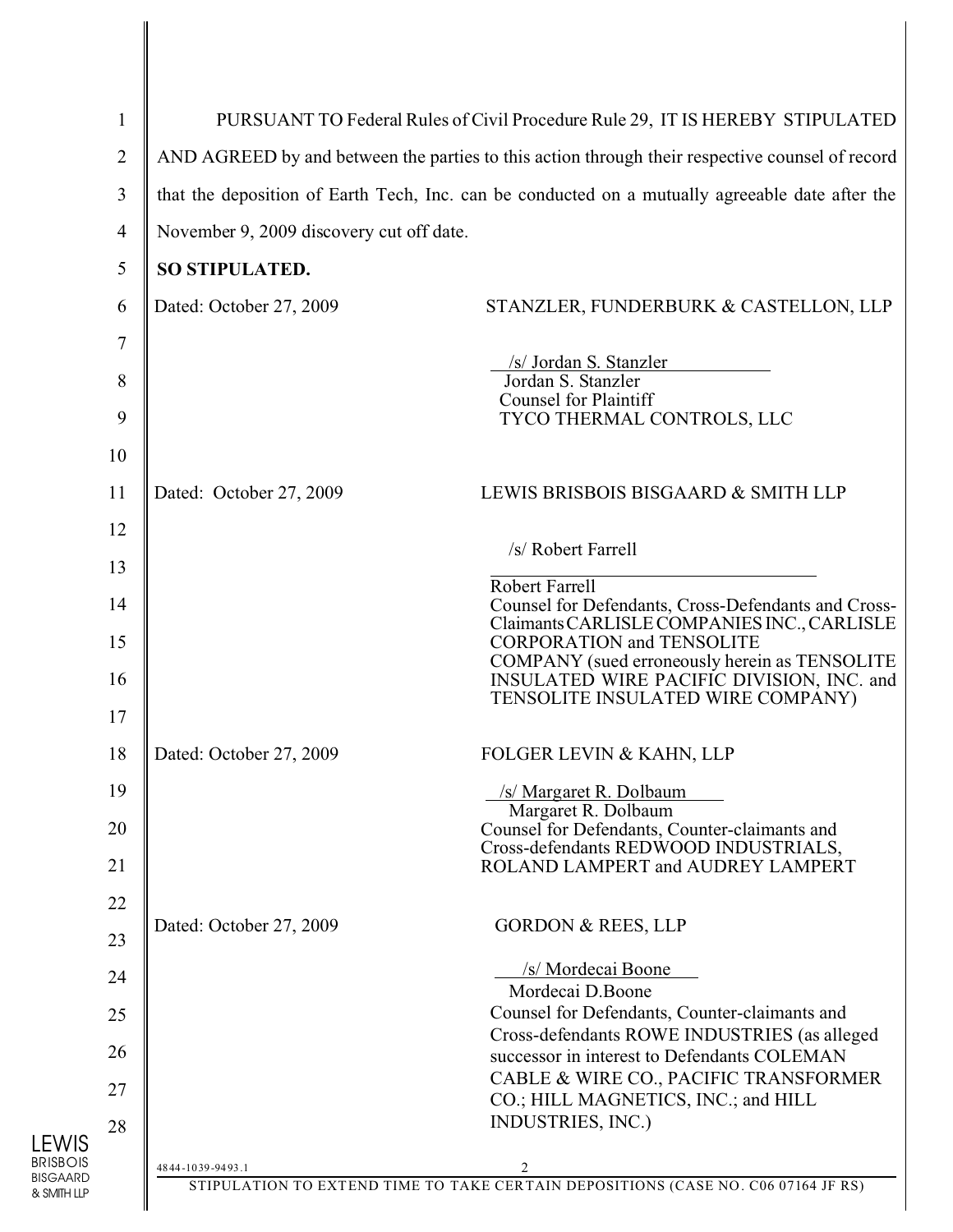PURSUANT TO Federal Rules of Civil Procedure Rule 29, IT IS HEREBY STIPULATED AND AGREED by and between the parties to this action through their respective counsel of record that the deposition of Earth Tech, Inc. can be conducted on a mutually agreeable date after the November 9, 2009 discovery cut off date.

**SO STIPULATED.**

Dated: October 27, 2009

STANZLER, FUNDERBURK & CASTELLON, LLP

/s/ Jordan S. Stanzler
Jordan S. Stanzler
Counsel for Plaintiff
TYCO THERMAL CONTROLS, LLC

Dated: October 27, 2009

LEWIS BRISBOIS BISGAARD & SMITH LLP

/s/ Robert Farrell

Robert Farrell
Counsel for Defendants, Cross-Defendants and Cross-Claimants CARLISLE COMPANIES INC., CARLISLE CORPORATION and TENSOLITE COMPANY (sued erroneously herein as TENSOLITE INSULATED WIRE PACIFIC DIVISION, INC. and TENSOLITE INSULATED WIRE COMPANY)

Dated: October 27, 2009

FOLGER LEVIN & KAHN, LLP

/s/ Margaret R. Dolbaum
Margaret R. Dolbaum
Counsel for Defendants, Counter-claimants and Cross-defendants REDWOOD INDUSTRIALS, ROLAND LAMPERT and AUDREY LAMPERT

Dated: October 27, 2009

GORDON & REES, LLP

/s/ Mordecai Boone
Mordecai D.Boone
Counsel for Defendants, Counter-claimants and Cross-defendants ROWE INDUSTRIES (as alleged successor in interest to Defendants COLEMAN CABLE & WIRE CO., PACIFIC TRANSFORMER CO.; HILL MAGNETICS, INC.; and HILL INDUSTRIES, INC.)

4844-1039-9493.1

STIPULATION TO EXTEND TIME TO TAKE CERTAIN DEPOSITIONS (CASE NO. C06 07164 JF RS)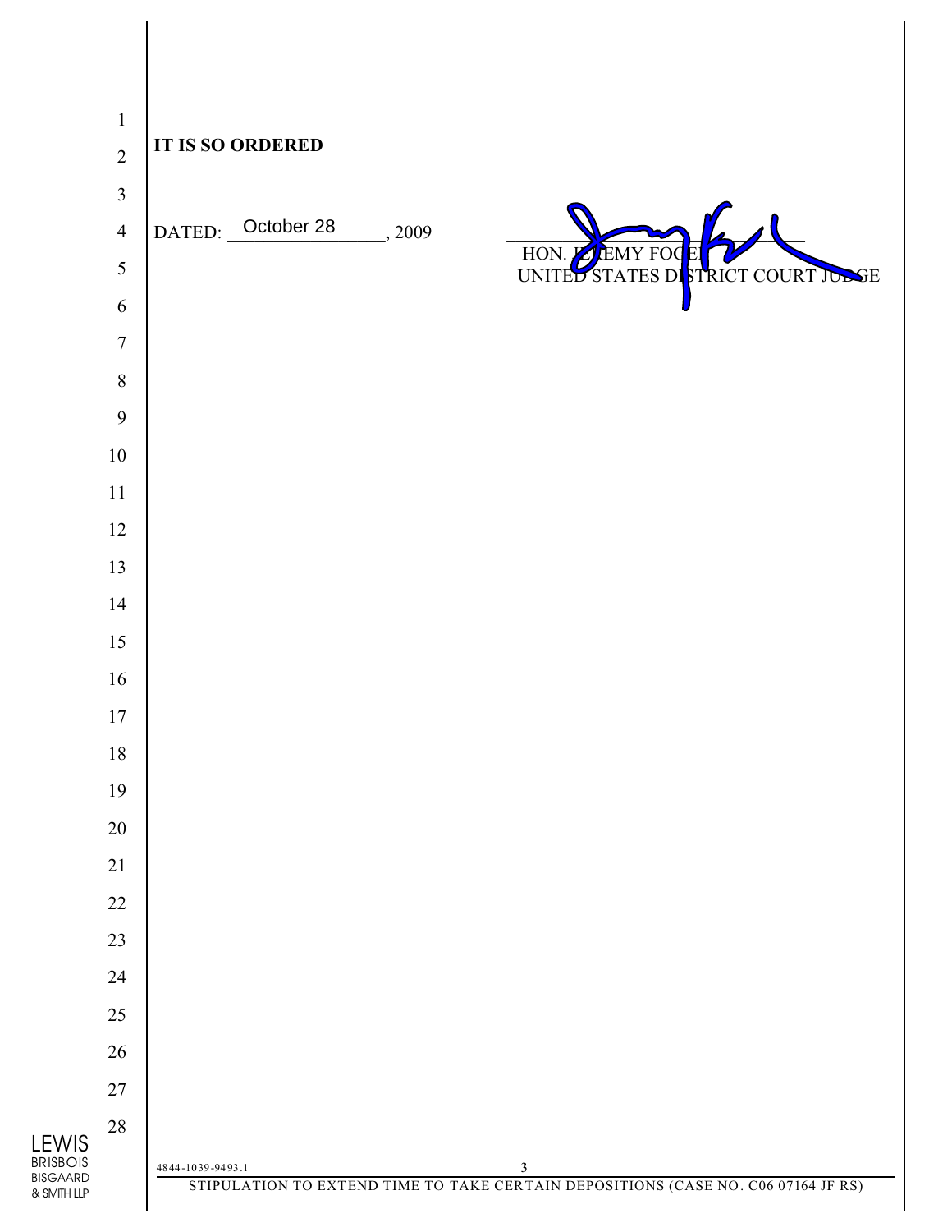**IT IS SO ORDERED**

DATED: October 28, 2009

HON. JEREMY FOGEL
UNITED STATES DISTRICT COURT JUDGE

4844-1039-9493.1

STIPULATION TO EXTEND TIME TO TAKE CERTAIN DEPOSITIONS (CASE NO. C06 07164 JF RS)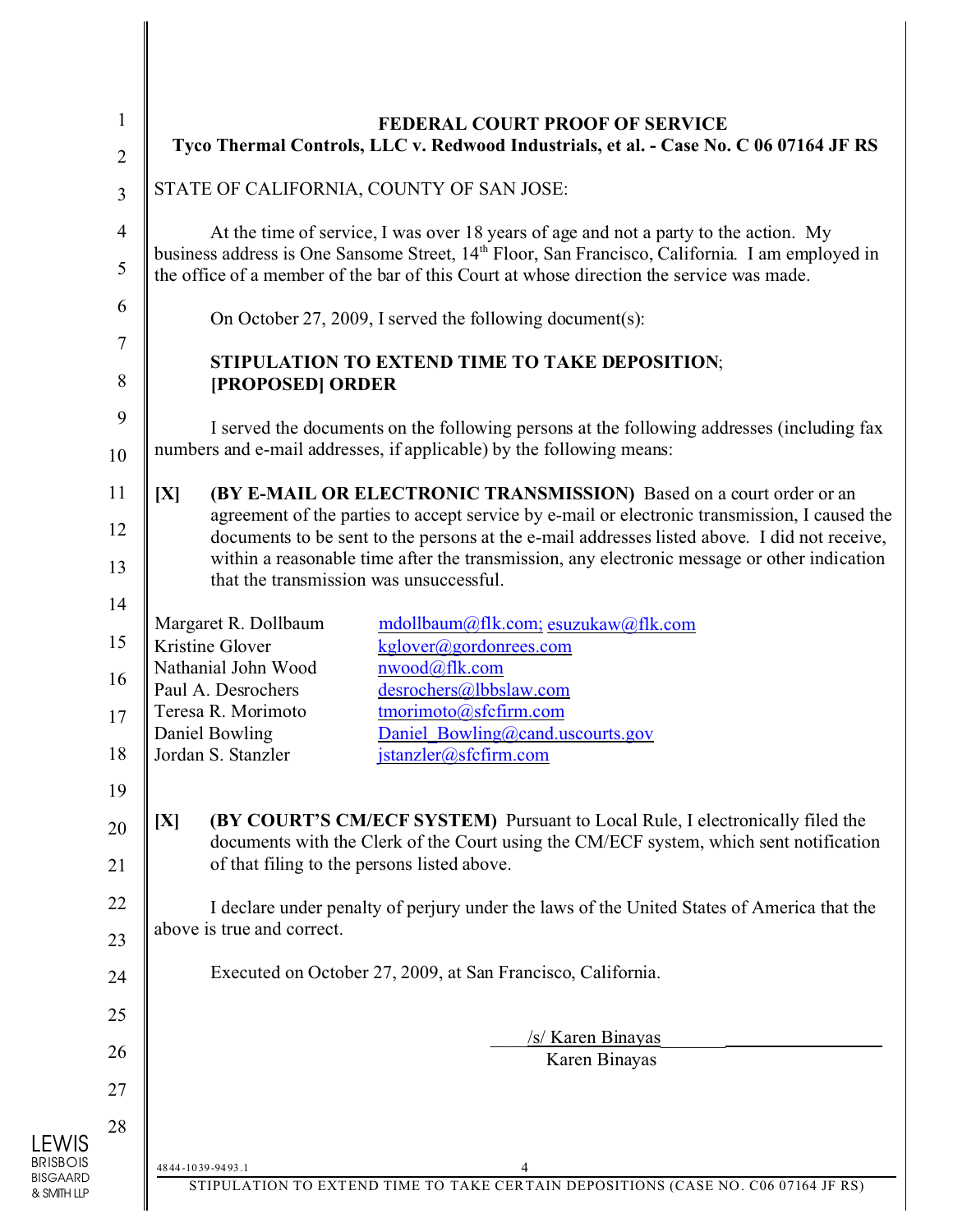**FEDERAL COURT PROOF OF SERVICE**
**Tyco Thermal Controls, LLC v. Redwood Industrials, et al. - Case No. C 06 07164 JF RS**

STATE OF CALIFORNIA, COUNTY OF SAN JOSE:

At the time of service, I was over 18 years of age and not a party to the action. My business address is One Sansome Street, 14th Floor, San Francisco, California. I am employed in the office of a member of the bar of this Court at whose direction the service was made.

On October 27, 2009, I served the following document(s):

**STIPULATION TO EXTEND TIME TO TAKE DEPOSITION**; **[PROPOSED] ORDER**

I served the documents on the following persons at the following addresses (including fax numbers and e-mail addresses, if applicable) by the following means:

**[X]** **(BY E-MAIL OR ELECTRONIC TRANSMISSION)** Based on a court order or an agreement of the parties to accept service by e-mail or electronic transmission, I caused the documents to be sent to the persons at the e-mail addresses listed above. I did not receive, within a reasonable time after the transmission, any electronic message or other indication that the transmission was unsuccessful.

| | |
|---|---|
| Margaret R. Dollbaum | mdollbaum@flk.com; esuzukaw@flk.com |
| Kristine Glover | kglover@gordonrees.com |
| Nathanial John Wood | nwood@flk.com |
| Paul A. Desrochers | desrochers@lbbslaw.com |
| Teresa R. Morimoto | tmorimoto@sfcfirm.com |
| Daniel Bowling | Daniel_Bowling@cand.uscourts.gov |
| Jordan S. Stanzler | jstanzler@sfcfirm.com |

**[X]** **(BY COURT'S CM/ECF SYSTEM)** Pursuant to Local Rule, I electronically filed the documents with the Clerk of the Court using the CM/ECF system, which sent notification of that filing to the persons listed above.

I declare under penalty of perjury under the laws of the United States of America that the above is true and correct.

Executed on October 27, 2009, at San Francisco, California.

/s/ Karen Binayas
Karen Binayas

4844-1039-9493.1

STIPULATION TO EXTEND TIME TO TAKE CERTAIN DEPOSITIONS (CASE NO. C06 07164 JF RS)